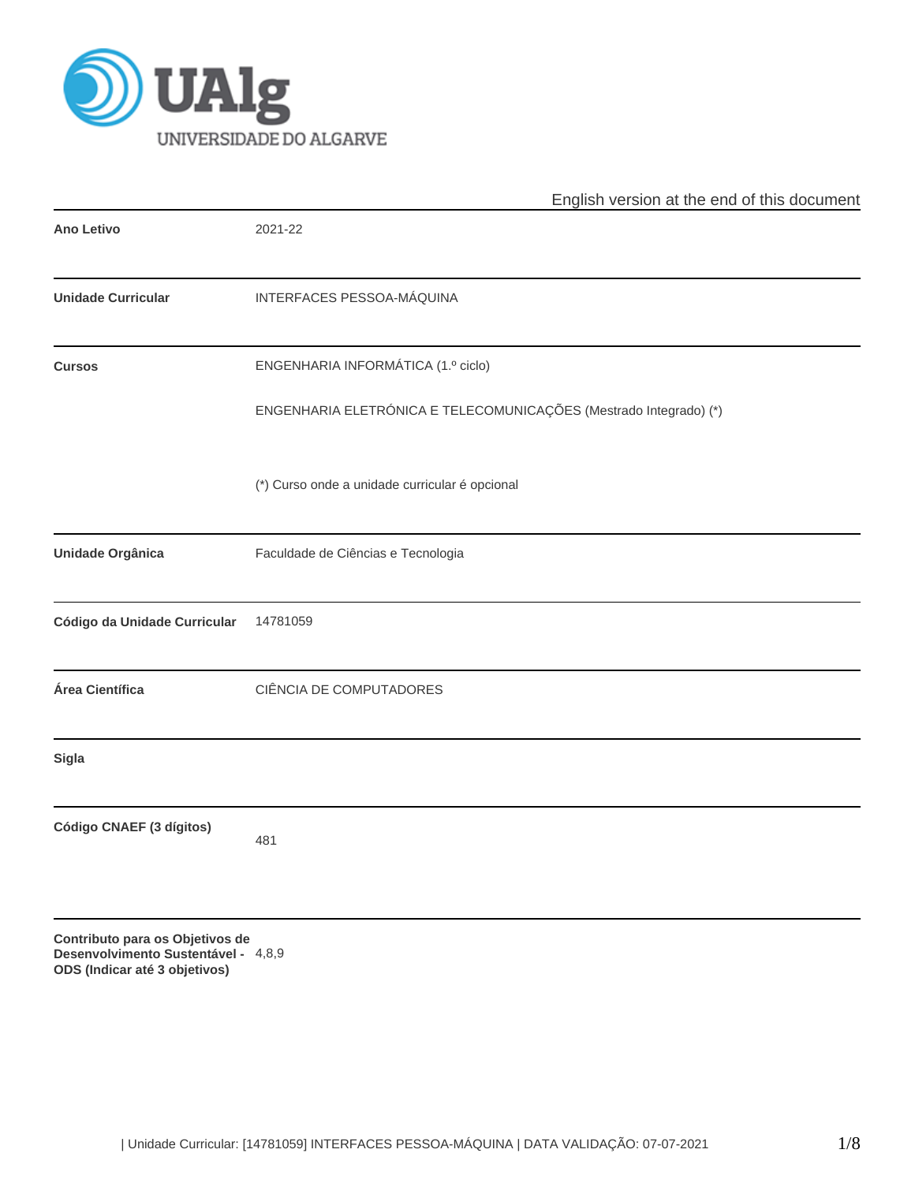UAlg
UNIVERSIDADE DO ALGARVE

English version at the end of this document

| | |
|---|---|
| **Ano Letivo** | 2021-22 |
| **Unidade Curricular** | INTERFACES PESSOA-MÁQUINA |
| **Cursos** | ENGENHARIA INFORMÁTICA (1.º ciclo)<br><br>ENGENHARIA ELETRÓNICA E TELECOMUNICAÇÕES (Mestrado Integrado) (*)<br><br>(*) Curso onde a unidade curricular é opcional |
| **Unidade Orgânica** | Faculdade de Ciências e Tecnologia |
| **Código da Unidade Curricular** | 14781059 |
| **Área Científica** | CIÊNCIA DE COMPUTADORES |
| **Sigla** | |
| **Código CNAEF (3 dígitos)** | 481 |
| **Contributo para os Objetivos de Desenvolvimento Sustentável - ODS (Indicar até 3 objetivos)** | 4,8,9 |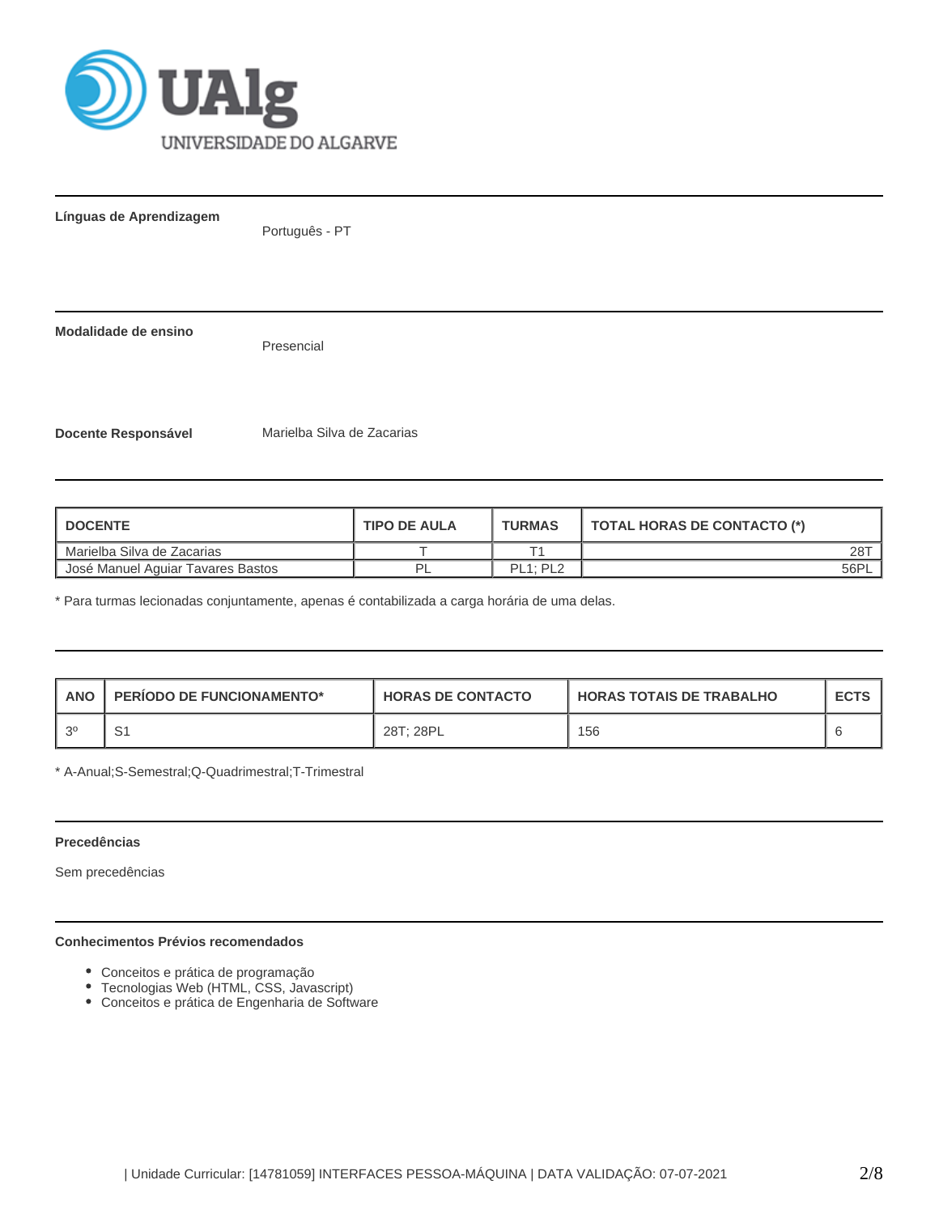**Línguas de Aprendizagem**

Português - PT

**Modalidade de ensino**

Presencial

**Docente Responsável**

Marielba Silva de Zacarias

| DOCENTE | TIPO DE AULA | TURMAS | TOTAL HORAS DE CONTACTO (*) |
|---|---|---|---|
| Marielba Silva de Zacarias | T | T1 | 28T |
| José Manuel Aguiar Tavares Bastos | PL | PL1; PL2 | 56PL |

* Para turmas lecionadas conjuntamente, apenas é contabilizada a carga horária de uma delas.

| ANO | PERÍODO DE FUNCIONAMENTO* | HORAS DE CONTACTO | HORAS TOTAIS DE TRABALHO | ECTS |
|---|---|---|---|---|
| 3º | S1 | 28T; 28PL | 156 | 6 |

* A-Anual;S-Semestral;Q-Quadrimestral;T-Trimestral

**Precedências**

Sem precedências

**Conhecimentos Prévios recomendados**

- Conceitos e prática de programação
- Tecnologias Web (HTML, CSS, Javascript)
- Conceitos e prática de Engenharia de Software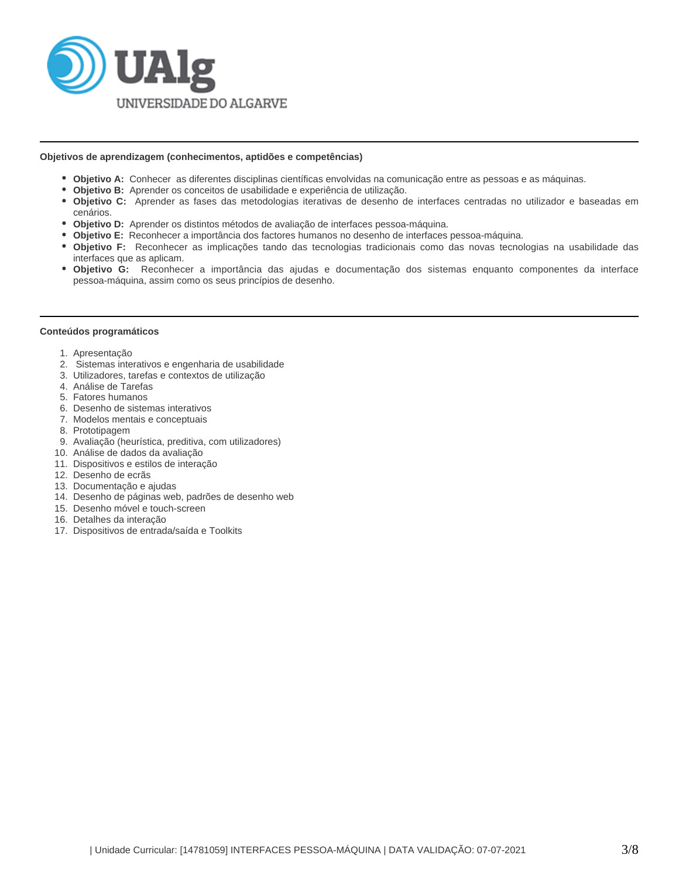### Objetivos de aprendizagem (conhecimentos, aptidões e competências)

- **Objetivo A:** Conhecer as diferentes disciplinas científicas envolvidas na comunicação entre as pessoas e as máquinas.
- **Objetivo B:** Aprender os conceitos de usabilidade e experiência de utilização.
- **Objetivo C:** Aprender as fases das metodologias iterativas de desenho de interfaces centradas no utilizador e baseadas em cenários.
- **Objetivo D:** Aprender os distintos métodos de avaliação de interfaces pessoa-máquina.
- **Objetivo E:** Reconhecer a importância dos factores humanos no desenho de interfaces pessoa-máquina.
- **Objetivo F:** Reconhecer as implicações tando das tecnologias tradicionais como das novas tecnologias na usabilidade das interfaces que as aplicam.
- **Objetivo G:** Reconhecer a importância das ajudas e documentação dos sistemas enquanto componentes da interface pessoa-máquina, assim como os seus princípios de desenho.

### Conteúdos programáticos

1. Apresentação
2. Sistemas interativos e engenharia de usabilidade
3. Utilizadores, tarefas e contextos de utilização
4. Análise de Tarefas
5. Fatores humanos
6. Desenho de sistemas interativos
7. Modelos mentais e conceptuais
8. Prototipagem
9. Avaliação (heurística, preditiva, com utilizadores)
10. Análise de dados da avaliação
11. Dispositivos e estilos de interação
12. Desenho de ecrãs
13. Documentação e ajudas
14. Desenho de páginas web, padrões de desenho web
15. Desenho móvel e touch-screen
16. Detalhes da interação
17. Dispositivos de entrada/saída e Toolkits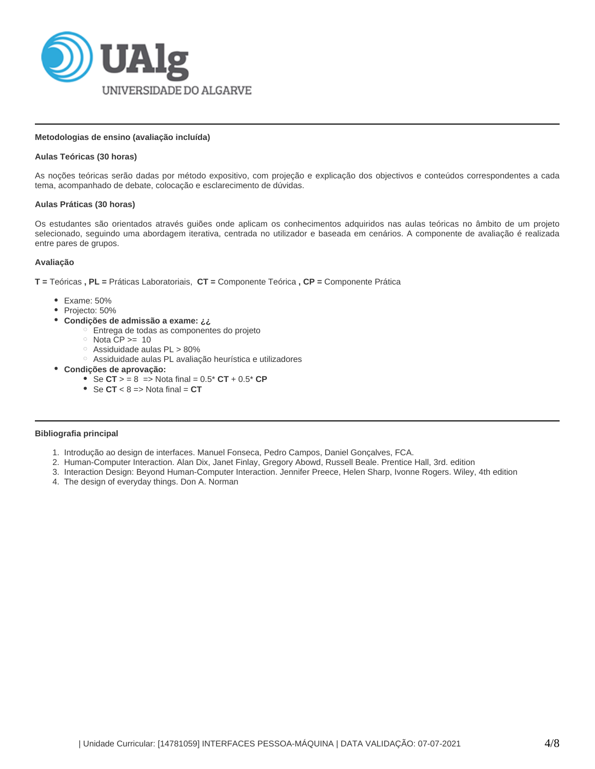### Metodologias de ensino (avaliação incluída)

**Aulas Teóricas (30 horas)**

As noções teóricas serão dadas por método expositivo, com projeção e explicação dos objectivos e conteúdos correspondentes a cada tema, acompanhado de debate, colocação e esclarecimento de dúvidas.

**Aulas Práticas (30 horas)**

Os estudantes são orientados através guiões onde aplicam os conhecimentos adquiridos nas aulas teóricas no âmbito de um projeto selecionado, seguindo uma abordagem iterativa, centrada no utilizador e baseada em cenários. A componente de avaliação é realizada entre pares de grupos.

**Avaliação**

**T =** Teóricas **, PL =** Práticas Laboratoriais, **CT =** Componente Teórica **, CP =** Componente Prática

- Exame: 50%
- Projecto: 50%
- **Condições de admissão a exame: ¿¿**
  - Entrega de todas as componentes do projeto
  - Nota CP >= 10
  - Assiduidade aulas PL > 80%
  - Assiduidade aulas PL avaliação heurística e utilizadores
- **Condições de aprovação:**
  - Se **CT** > = 8 => Nota final = 0.5* **CT** + 0.5* **CP**
  - Se **CT** < 8 => Nota final = **CT**

### Bibliografia principal

1. Introdução ao design de interfaces. Manuel Fonseca, Pedro Campos, Daniel Gonçalves, FCA.
2. Human-Computer Interaction. Alan Dix, Janet Finlay, Gregory Abowd, Russell Beale. Prentice Hall, 3rd. edition
3. Interaction Design: Beyond Human-Computer Interaction. Jennifer Preece, Helen Sharp, Ivonne Rogers. Wiley, 4th edition
4. The design of everyday things. Don A. Norman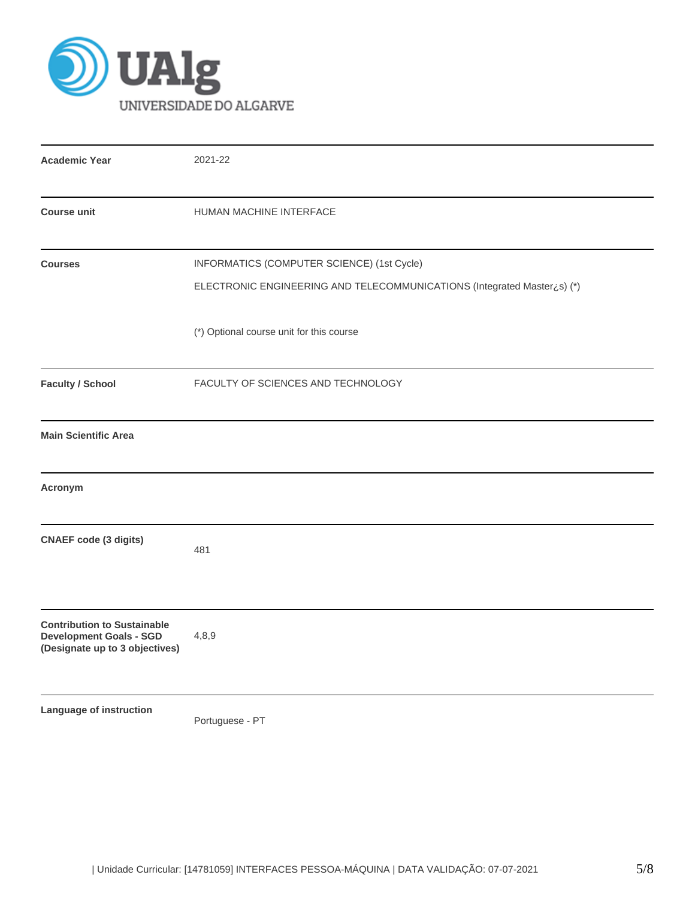| | |
|---|---|
| **Academic Year** | 2021-22 |
| **Course unit** | HUMAN MACHINE INTERFACE |
| **Courses** | INFORMATICS (COMPUTER SCIENCE) (1st Cycle)<br>ELECTRONIC ENGINEERING AND TELECOMMUNICATIONS (Integrated Master¿s) (*)<br><br>(*) Optional course unit for this course |
| **Faculty / School** | FACULTY OF SCIENCES AND TECHNOLOGY |
| **Main Scientific Area** | |
| **Acronym** | |
| **CNAEF code (3 digits)** | 481 |
| **Contribution to Sustainable Development Goals - SGD (Designate up to 3 objectives)** | 4,8,9 |
| **Language of instruction** | Portuguese - PT |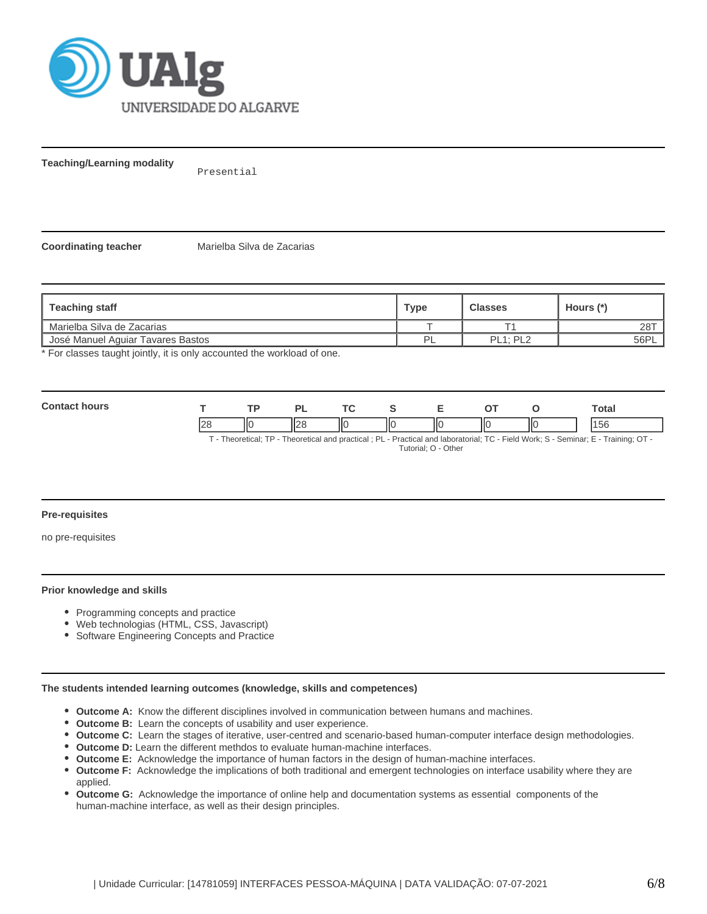**Teaching/Learning modality**

Presential

**Coordinating teacher**

Marielba Silva de Zacarias

| Teaching staff | Type | Classes | Hours (*) |
| --- | --- | --- | --- |
| Marielba Silva de Zacarias | T | T1 | 28T |
| José Manuel Aguiar Tavares Bastos | PL | PL1; PL2 | 56PL |

* For classes taught jointly, it is only accounted the workload of one.

**Contact hours**

| T | TP | PL | TC | S | E | OT | O | Total |
| --- | --- | --- | --- | --- | --- | --- | --- | --- |
| 28 | 0 | 28 | 0 | 0 | 0 | 0 | 0 | 156 |

T - Theoretical; TP - Theoretical and practical ; PL - Practical and laboratorial; TC - Field Work; S - Seminar; E - Training; OT - Tutorial; O - Other

**Pre-requisites**

no pre-requisites

**Prior knowledge and skills**

- Programming concepts and practice
- Web technologias (HTML, CSS, Javascript)
- Software Engineering Concepts and Practice

**The students intended learning outcomes (knowledge, skills and competences)**

- **Outcome A:** Know the different disciplines involved in communication between humans and machines.
- **Outcome B:** Learn the concepts of usability and user experience.
- **Outcome C:** Learn the stages of iterative, user-centred and scenario-based human-computer interface design methodologies.
- **Outcome D:** Learn the different methdos to evaluate human-machine interfaces.
- **Outcome E:** Acknowledge the importance of human factors in the design of human-machine interfaces.
- **Outcome F:** Acknowledge the implications of both traditional and emergent technologies on interface usability where they are applied.
- **Outcome G:** Acknowledge the importance of online help and documentation systems as essential components of the human-machine interface, as well as their design principles.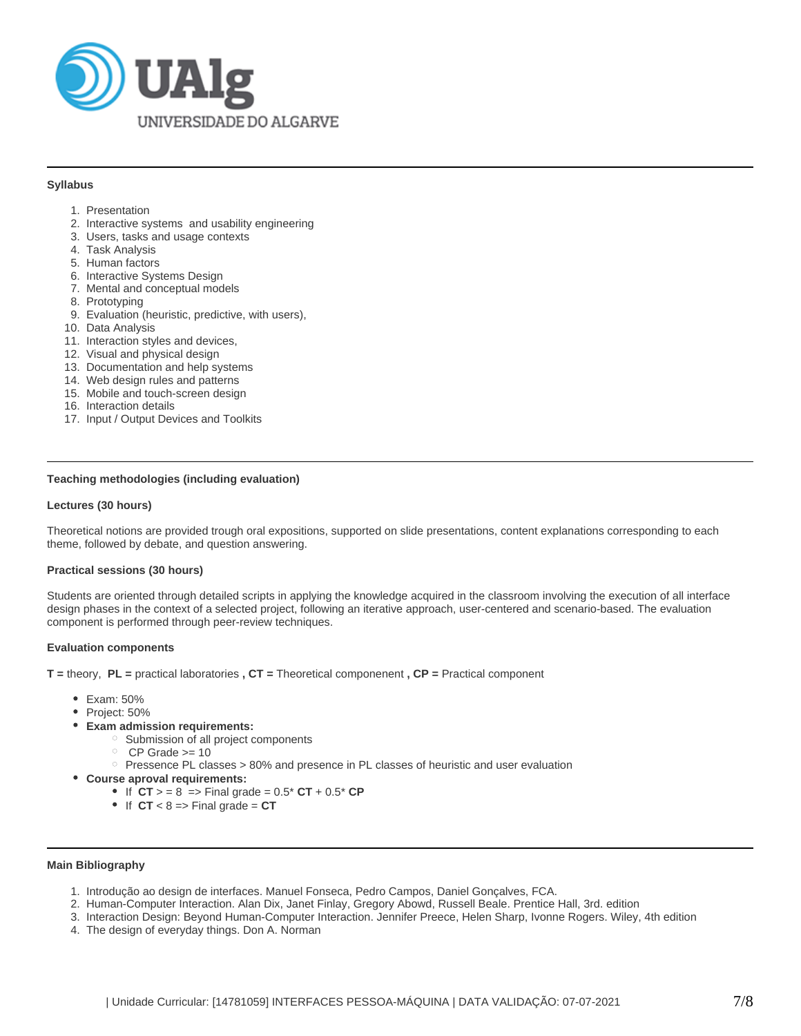## Syllabus

1. Presentation
2. Interactive systems and usability engineering
3. Users, tasks and usage contexts
4. Task Analysis
5. Human factors
6. Interactive Systems Design
7. Mental and conceptual models
8. Prototyping
9. Evaluation (heuristic, predictive, with users),
10. Data Analysis
11. Interaction styles and devices,
12. Visual and physical design
13. Documentation and help systems
14. Web design rules and patterns
15. Mobile and touch-screen design
16. Interaction details
17. Input / Output Devices and Toolkits

## Teaching methodologies (including evaluation)

### Lectures (30 hours)

Theoretical notions are provided trough oral expositions, supported on slide presentations, content explanations corresponding to each theme, followed by debate, and question answering.

### Practical sessions (30 hours)

Students are oriented through detailed scripts in applying the knowledge acquired in the classroom involving the execution of all interface design phases in the context of a selected project, following an iterative approach, user-centered and scenario-based. The evaluation component is performed through peer-review techniques.

### Evaluation components

**T =** theory, **PL =** practical laboratories **, CT =** Theoretical componenent **, CP =** Practical component

- Exam: 50%
- Project: 50%
- **Exam admission requirements:**
  - Submission of all project components
  - CP Grade >= 10
  - Pressence PL classes > 80% and presence in PL classes of heuristic and user evaluation
- **Course aproval requirements:**
  - If **CT** > = 8 => Final grade = 0.5* **CT** + 0.5* **CP**
  - If **CT** < 8 => Final grade = **CT**

## Main Bibliography

1. Introdução ao design de interfaces. Manuel Fonseca, Pedro Campos, Daniel Gonçalves, FCA.
2. Human-Computer Interaction. Alan Dix, Janet Finlay, Gregory Abowd, Russell Beale. Prentice Hall, 3rd. edition
3. Interaction Design: Beyond Human-Computer Interaction. Jennifer Preece, Helen Sharp, Ivonne Rogers. Wiley, 4th edition
4. The design of everyday things. Don A. Norman